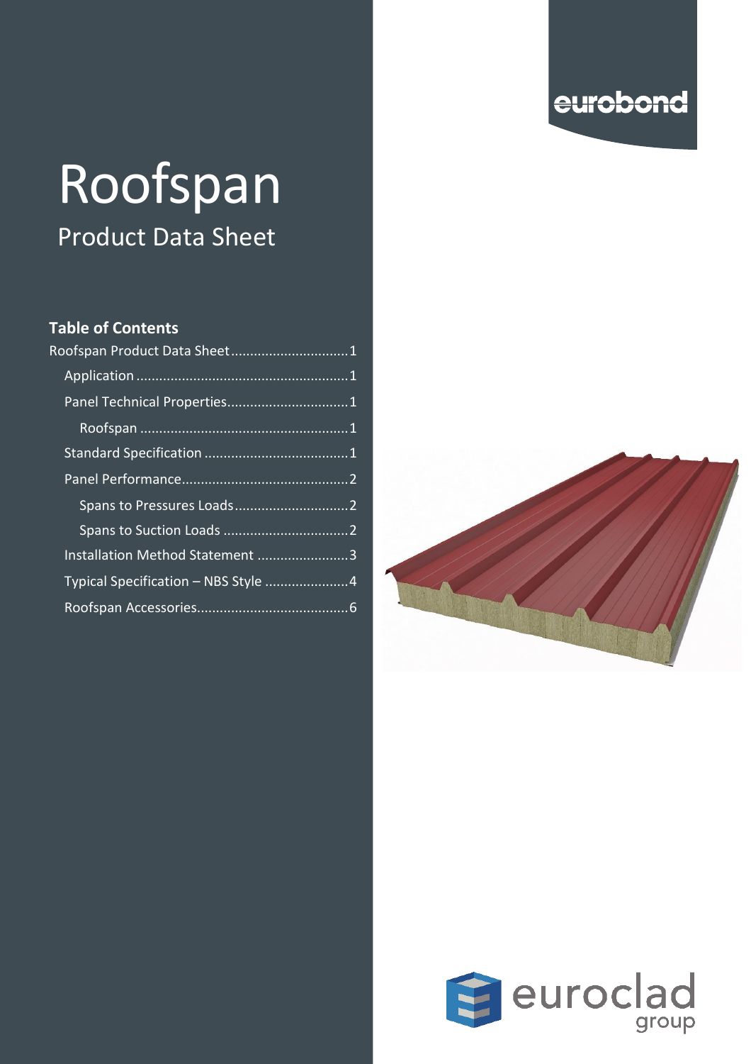eurobond

# Roofspan

## Product Data Sheet

### Table of Contents

Roofspan Product Data Sheet ..............................1
- Application ......................................................1
- Panel Technical Properties...............................1
  - Roofspan ......................................................1
- Standard Specification .....................................1
- Panel Performance...........................................2
  - Spans to Pressures Loads.............................2
  - Spans to Suction Loads ................................2
- Installation Method Statement ........................3
- Typical Specification – NBS Style ......................4
- Roofspan Accessories.......................................6

euroclad group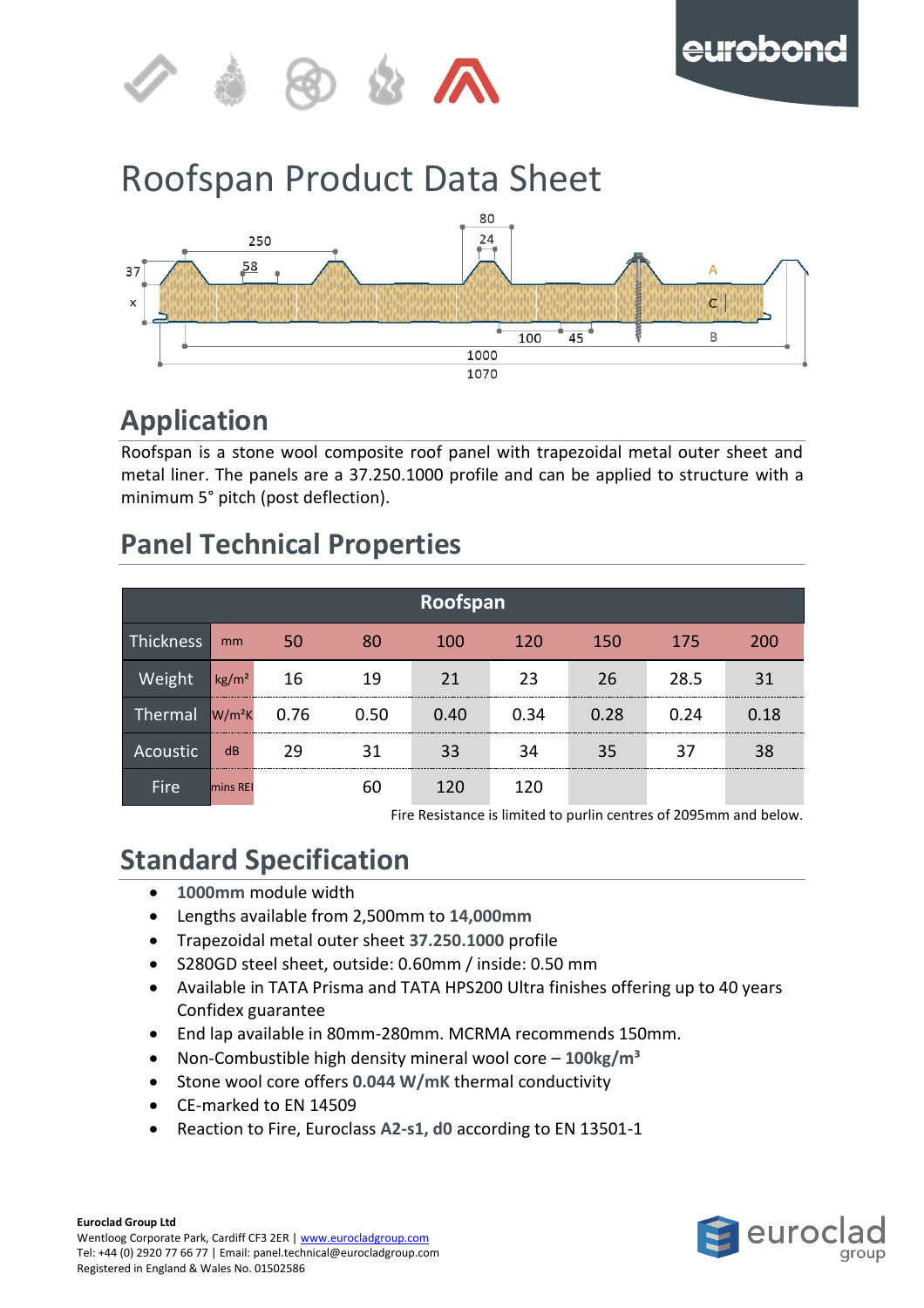# Roofspan Product Data Sheet

## Application

Roofspan is a stone wool composite roof panel with trapezoidal metal outer sheet and metal liner. The panels are a 37.250.1000 profile and can be applied to structure with a minimum 5° pitch (post deflection).

## Panel Technical Properties

| Roofspan | | | | | | | | |
|---|---|---|---|---|---|---|---|---|
| Thickness | mm | 50 | 80 | 100 | 120 | 150 | 175 | 200 |
| Weight | kg/m² | 16 | 19 | 21 | 23 | 26 | 28.5 | 31 |
| Thermal | W/m²K | 0.76 | 0.50 | 0.40 | 0.34 | 0.28 | 0.24 | 0.18 |
| Acoustic | dB | 29 | 31 | 33 | 34 | 35 | 37 | 38 |
| Fire | mins REI | | 60 | 120 | 120 | | | |

Fire Resistance is limited to purlin centres of 2095mm and below.

## Standard Specification

- **1000mm** module width
- Lengths available from 2,500mm to **14,000mm**
- Trapezoidal metal outer sheet **37.250.1000** profile
- S280GD steel sheet, outside: 0.60mm / inside: 0.50 mm
- Available in TATA Prisma and TATA HPS200 Ultra finishes offering up to 40 years Confidex guarantee
- End lap available in 80mm-280mm. MCRMA recommends 150mm.
- Non-Combustible high density mineral wool core – **100kg/m³**
- Stone wool core offers **0.044 W/mK** thermal conductivity
- CE-marked to EN 14509
- Reaction to Fire, Euroclass **A2-s1, d0** according to EN 13501-1

**Euroclad Group Ltd**
Wentloog Corporate Park, Cardiff CF3 2ER | www.eurocladgroup.com
Tel: +44 (0) 2920 77 66 77 | Email: panel.technical@eurocladgroup.com
Registered in England & Wales No. 01502586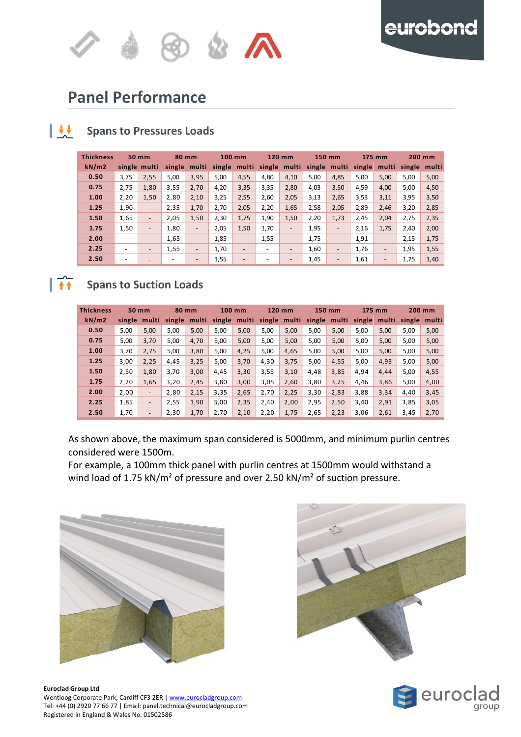## Panel Performance

### Spans to Pressures Loads

| Thickness | 50 mm | | 80 mm | | 100 mm | | 120 mm | | 150 mm | | 175 mm | | 200 mm | |
|---|---|---|---|---|---|---|---|---|---|---|---|---|---|---|
| kN/m2 | single | multi | single | multi | single | multi | single | multi | single | multi | single | multi | single | multi |
| 0.50 | 3,75 | 2,55 | 5,00 | 3,95 | 5,00 | 4,55 | 4,80 | 4,10 | 5,00 | 4,85 | 5,00 | 5,00 | 5,00 | 5,00 |
| 0.75 | 2,75 | 1,80 | 3,55 | 2,70 | 4,20 | 3,35 | 3,35 | 2,80 | 4,03 | 3,50 | 4,59 | 4,00 | 5,00 | 4,50 |
| 1.00 | 2,20 | 1,50 | 2,80 | 2,10 | 3,25 | 2,55 | 2,60 | 2,05 | 3,13 | 2,65 | 3,53 | 3,11 | 3,95 | 3,50 |
| 1.25 | 1,90 | - | 2,35 | 1,70 | 2,70 | 2,05 | 2,20 | 1,65 | 2,58 | 2,05 | 2,89 | 2,46 | 3,20 | 2,85 |
| 1.50 | 1,65 | - | 2,05 | 1,50 | 2,30 | 1,75 | 1,90 | 1,50 | 2,20 | 1,73 | 2,45 | 2,04 | 2,75 | 2,35 |
| 1.75 | 1,50 | - | 1,80 | - | 2,05 | 1,50 | 1,70 | - | 1,95 | - | 2,16 | 1,75 | 2,40 | 2,00 |
| 2.00 | - | - | 1,65 | - | 1,85 | - | 1,55 | - | 1,75 | - | 1,91 | - | 2,15 | 1,75 |
| 2.25 | - | - | 1,55 | - | 1,70 | - | - | - | 1,60 | - | 1,76 | - | 1,95 | 1,55 |
| 2.50 | - | - | - | - | 1,55 | - | - | - | 1,45 | - | 1,61 | - | 1,75 | 1,40 |

### Spans to Suction Loads

| Thickness | 50 mm | | 80 mm | | 100 mm | | 120 mm | | 150 mm | | 175 mm | | 200 mm | |
|---|---|---|---|---|---|---|---|---|---|---|---|---|---|---|
| kN/m2 | single | multi | single | multi | single | multi | single | multi | single | multi | single | multi | single | multi |
| 0.50 | 5,00 | 5,00 | 5,00 | 5,00 | 5,00 | 5,00 | 5,00 | 5,00 | 5,00 | 5,00 | 5,00 | 5,00 | 5,00 | 5,00 |
| 0.75 | 5,00 | 3,70 | 5,00 | 4,70 | 5,00 | 5,00 | 5,00 | 5,00 | 5,00 | 5,00 | 5,00 | 5,00 | 5,00 | 5,00 |
| 1.00 | 3,70 | 2,75 | 5,00 | 3,80 | 5,00 | 4,25 | 5,00 | 4,65 | 5,00 | 5,00 | 5,00 | 5,00 | 5,00 | 5,00 |
| 1.25 | 3,00 | 2,25 | 4,45 | 3,25 | 5,00 | 3,70 | 4,30 | 3,75 | 5,00 | 4,55 | 5,00 | 4,93 | 5,00 | 5,00 |
| 1.50 | 2,50 | 1,80 | 3,70 | 3,00 | 4,45 | 3,30 | 3,55 | 3,10 | 4,48 | 3,85 | 4,94 | 4,44 | 5,00 | 4,55 |
| 1.75 | 2,20 | 1,65 | 3,20 | 2,45 | 3,80 | 3,00 | 3,05 | 2,60 | 3,80 | 3,25 | 4,46 | 3,86 | 5,00 | 4,00 |
| 2.00 | 2,00 | - | 2,80 | 2,15 | 3,35 | 2,65 | 2,70 | 2,25 | 3,30 | 2,83 | 3,88 | 3,34 | 4,40 | 3,45 |
| 2.25 | 1,85 | - | 2,55 | 1,90 | 3,00 | 2,35 | 2,40 | 2,00 | 2,95 | 2,50 | 3,40 | 2,91 | 3,85 | 3,05 |
| 2.50 | 1,70 | - | 2,30 | 1,70 | 2,70 | 2,10 | 2,20 | 1,75 | 2,65 | 2,23 | 3,06 | 2,61 | 3,45 | 2,70 |

As shown above, the maximum span considered is 5000mm, and minimum purlin centres considered were 1500m.

For example, a 100mm thick panel with purlin centres at 1500mm would withstand a wind load of 1.75 kN/m² of pressure and over 2.50 kN/m² of suction pressure.

**Euroclad Group Ltd**
Wentloog Corporate Park, Cardiff CF3 2ER | www.eurocladgroup.com
Tel: +44 (0) 2920 77 66 77 | Email: panel.technical@eurocladgroup.com
Registered in England & Wales No. 01502586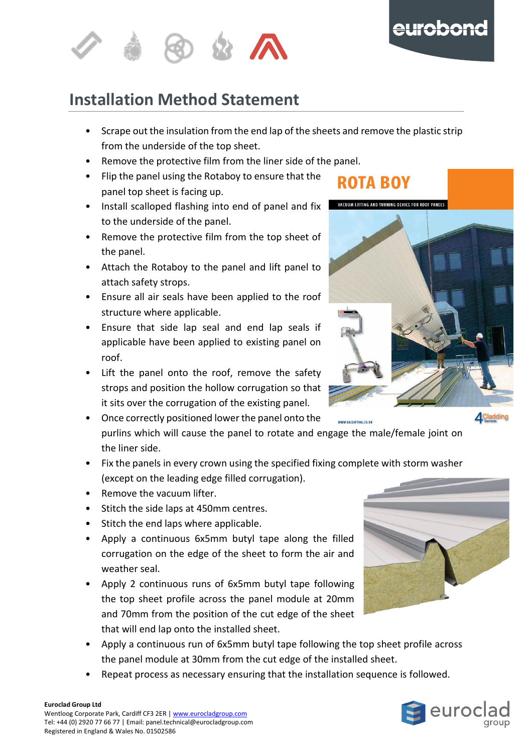## Installation Method Statement

- Scrape out the insulation from the end lap of the sheets and remove the plastic strip from the underside of the top sheet.
- Remove the protective film from the liner side of the panel.
- Flip the panel using the Rotaboy to ensure that the panel top sheet is facing up.
- Install scalloped flashing into end of panel and fix to the underside of the panel.
- Remove the protective film from the top sheet of the panel.
- Attach the Rotaboy to the panel and lift panel to attach safety strops.
- Ensure all air seals have been applied to the roof structure where applicable.
- Ensure that side lap seal and end lap seals if applicable have been applied to existing panel on roof.
- Lift the panel onto the roof, remove the safety strops and position the hollow corrugation so that it sits over the corrugation of the existing panel.
- Once correctly positioned lower the panel onto the purlins which will cause the panel to rotate and engage the male/female joint on the liner side.
- Fix the panels in every crown using the specified fixing complete with storm washer (except on the leading edge filled corrugation).
- Remove the vacuum lifter.
- Stitch the side laps at 450mm centres.
- Stitch the end laps where applicable.
- Apply a continuous 6x5mm butyl tape along the filled corrugation on the edge of the sheet to form the air and weather seal.
- Apply 2 continuous runs of 6x5mm butyl tape following the top sheet profile across the panel module at 20mm and 70mm from the position of the cut edge of the sheet that will end lap onto the installed sheet.
- Apply a continuous run of 6x5mm butyl tape following the top sheet profile across the panel module at 30mm from the cut edge of the installed sheet.
- Repeat process as necessary ensuring that the installation sequence is followed.

**Euroclad Group Ltd**
Wentloog Corporate Park, Cardiff CF3 2ER | www.eurocladgroup.com
Tel: +44 (0) 2920 77 66 77 | Email: panel.technical@eurocladgroup.com
Registered in England & Wales No. 01502586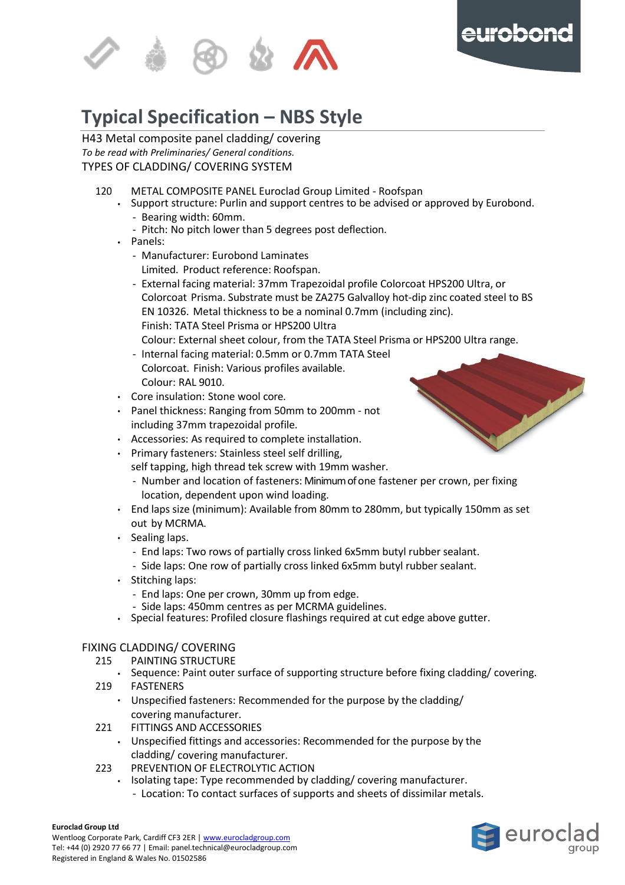# Typical Specification – NBS Style

H43 Metal composite panel cladding/ covering

*To be read with Preliminaries/ General conditions.*

TYPES OF CLADDING/ COVERING SYSTEM

120 METAL COMPOSITE PANEL Euroclad Group Limited - Roofspan

- Support structure: Purlin and support centres to be advised or approved by Eurobond.
  - Bearing width: 60mm.
  - Pitch: No pitch lower than 5 degrees post deflection.
- Panels:
  - Manufacturer: Eurobond Laminates Limited. Product reference: Roofspan.
  - External facing material: 37mm Trapezoidal profile Colorcoat HPS200 Ultra, or Colorcoat Prisma. Substrate must be ZA275 Galvalloy hot-dip zinc coated steel to BS EN 10326. Metal thickness to be a nominal 0.7mm (including zinc).
    Finish: TATA Steel Prisma or HPS200 Ultra
    Colour: External sheet colour, from the TATA Steel Prisma or HPS200 Ultra range.
  - Internal facing material: 0.5mm or 0.7mm TATA Steel Colorcoat. Finish: Various profiles available.
    Colour: RAL 9010.
- Core insulation: Stone wool core.
- Panel thickness: Ranging from 50mm to 200mm - not including 37mm trapezoidal profile.
- Accessories: As required to complete installation.
- Primary fasteners: Stainless steel self drilling, self tapping, high thread tek screw with 19mm washer.
  - Number and location of fasteners: Minimum of one fastener per crown, per fixing location, dependent upon wind loading.
- End laps size (minimum): Available from 80mm to 280mm, but typically 150mm as set out by MCRMA.
- Sealing laps.
  - End laps: Two rows of partially cross linked 6x5mm butyl rubber sealant.
  - Side laps: One row of partially cross linked 6x5mm butyl rubber sealant.
- Stitching laps:
  - End laps: One per crown, 30mm up from edge.
  - Side laps: 450mm centres as per MCRMA guidelines.
- Special features: Profiled closure flashings required at cut edge above gutter.

FIXING CLADDING/ COVERING

215 PAINTING STRUCTURE

- Sequence: Paint outer surface of supporting structure before fixing cladding/ covering.

219 FASTENERS

- Unspecified fasteners: Recommended for the purpose by the cladding/ covering manufacturer.

221 FITTINGS AND ACCESSORIES

- Unspecified fittings and accessories: Recommended for the purpose by the cladding/ covering manufacturer.

223 PREVENTION OF ELECTROLYTIC ACTION

- Isolating tape: Type recommended by cladding/ covering manufacturer.
  - Location: To contact surfaces of supports and sheets of dissimilar metals.

**Euroclad Group Ltd**
Wentloog Corporate Park, Cardiff CF3 2ER | www.eurocladgroup.com
Tel: +44 (0) 2920 77 66 77 | Email: panel.technical@eurocladgroup.com
Registered in England & Wales No. 01502586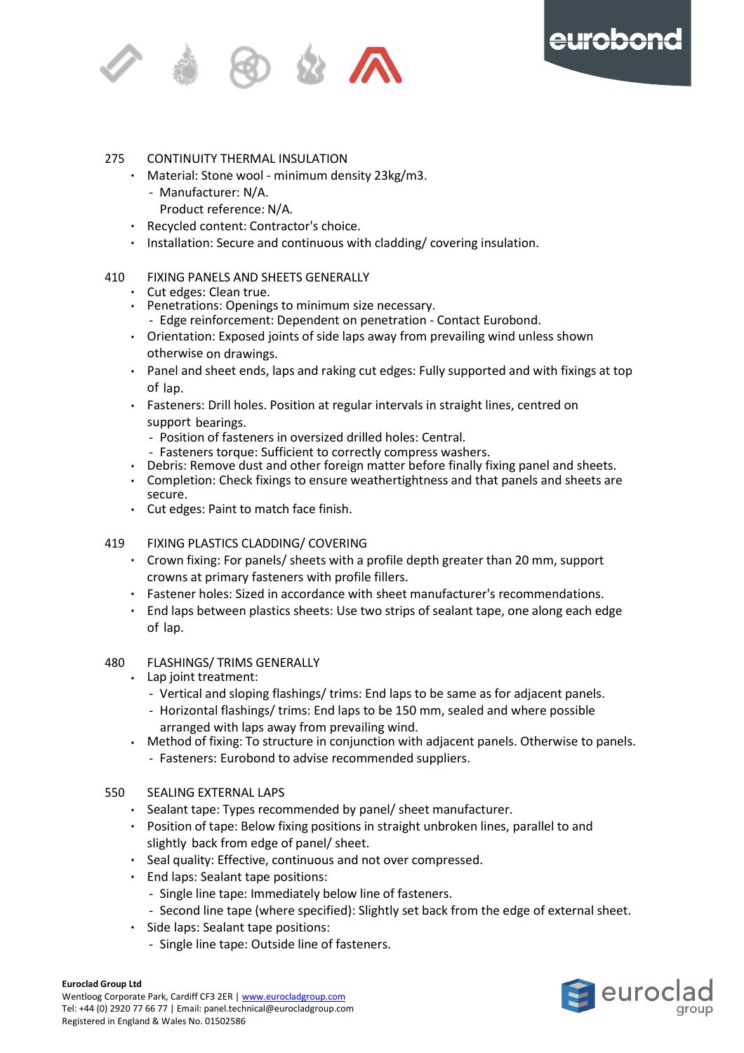275 CONTINUITY THERMAL INSULATION

- Material: Stone wool - minimum density 23kg/m3.
  - Manufacturer: N/A.
    Product reference: N/A.
- Recycled content: Contractor's choice.
- Installation: Secure and continuous with cladding/ covering insulation.

410 FIXING PANELS AND SHEETS GENERALLY

- Cut edges: Clean true.
- Penetrations: Openings to minimum size necessary.
  - Edge reinforcement: Dependent on penetration - Contact Eurobond.
- Orientation: Exposed joints of side laps away from prevailing wind unless shown otherwise on drawings.
- Panel and sheet ends, laps and raking cut edges: Fully supported and with fixings at top of lap.
- Fasteners: Drill holes. Position at regular intervals in straight lines, centred on support bearings.
  - Position of fasteners in oversized drilled holes: Central.
  - Fasteners torque: Sufficient to correctly compress washers.
- Debris: Remove dust and other foreign matter before finally fixing panel and sheets.
- Completion: Check fixings to ensure weathertightness and that panels and sheets are secure.
- Cut edges: Paint to match face finish.

419 FIXING PLASTICS CLADDING/ COVERING

- Crown fixing: For panels/ sheets with a profile depth greater than 20 mm, support crowns at primary fasteners with profile fillers.
- Fastener holes: Sized in accordance with sheet manufacturer's recommendations.
- End laps between plastics sheets: Use two strips of sealant tape, one along each edge of lap.

480 FLASHINGS/ TRIMS GENERALLY

- Lap joint treatment:
  - Vertical and sloping flashings/ trims: End laps to be same as for adjacent panels.
  - Horizontal flashings/ trims: End laps to be 150 mm, sealed and where possible arranged with laps away from prevailing wind.
- Method of fixing: To structure in conjunction with adjacent panels. Otherwise to panels.
  - Fasteners: Eurobond to advise recommended suppliers.

550 SEALING EXTERNAL LAPS

- Sealant tape: Types recommended by panel/ sheet manufacturer.
- Position of tape: Below fixing positions in straight unbroken lines, parallel to and slightly back from edge of panel/ sheet.
- Seal quality: Effective, continuous and not over compressed.
- End laps: Sealant tape positions:
  - Single line tape: Immediately below line of fasteners.
  - Second line tape (where specified): Slightly set back from the edge of external sheet.
- Side laps: Sealant tape positions:
  - Single line tape: Outside line of fasteners.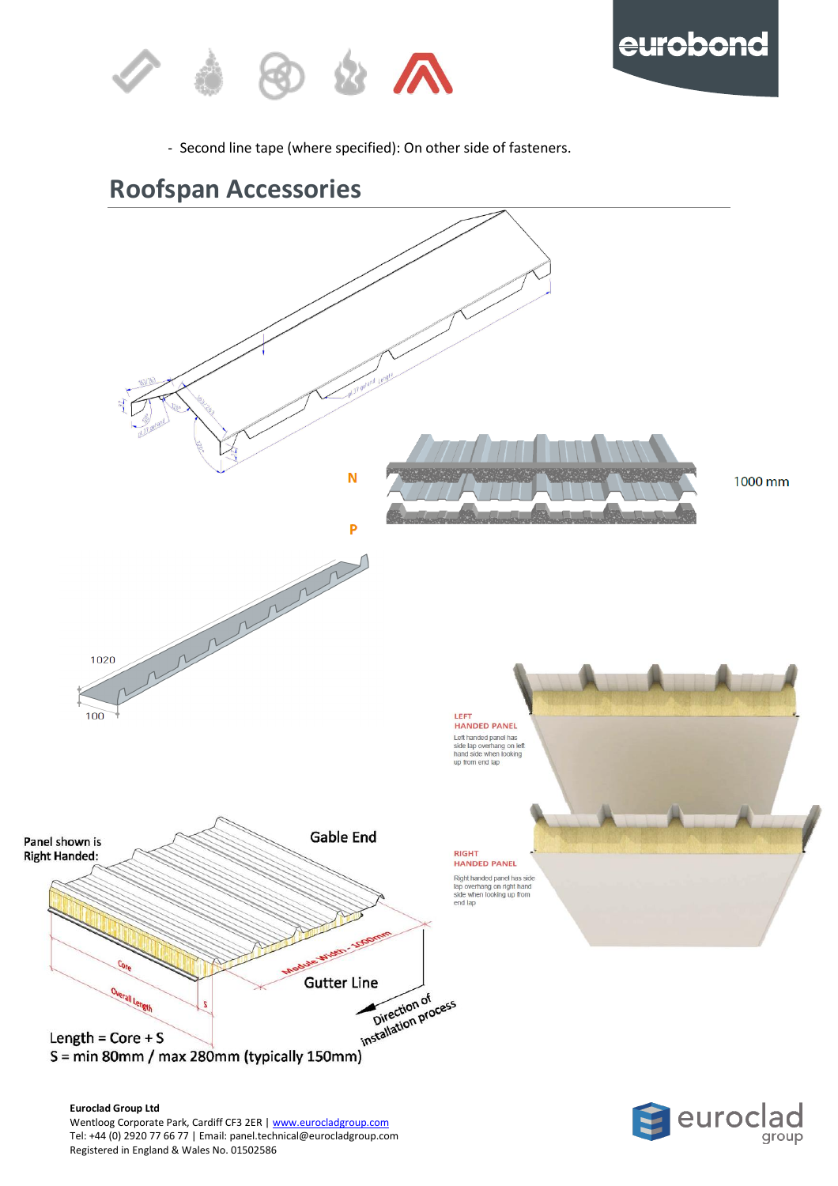- Second line tape (where specified): On other side of fasteners.

## Roofspan Accessories

N

P

1000 mm

1020

100

LEFT HANDED PANEL

Left handed panel has side lap overhang on left hand side when looking up from end lap

RIGHT HANDED PANEL

Right handed panel has side lap overhang on right hand side when looking up from end lap

Panel shown is Right Handed:

Gable End

Core

Overall Length

S

Module Width - 1000mm

Gutter Line

Direction of installation process

Length = Core + S

S = min 80mm / max 280mm (typically 150mm)

**Euroclad Group Ltd**
Wentloog Corporate Park, Cardiff CF3 2ER | www.eurocladgroup.com
Tel: +44 (0) 2920 77 66 77 | Email: panel.technical@eurocladgroup.com
Registered in England & Wales No. 01502586